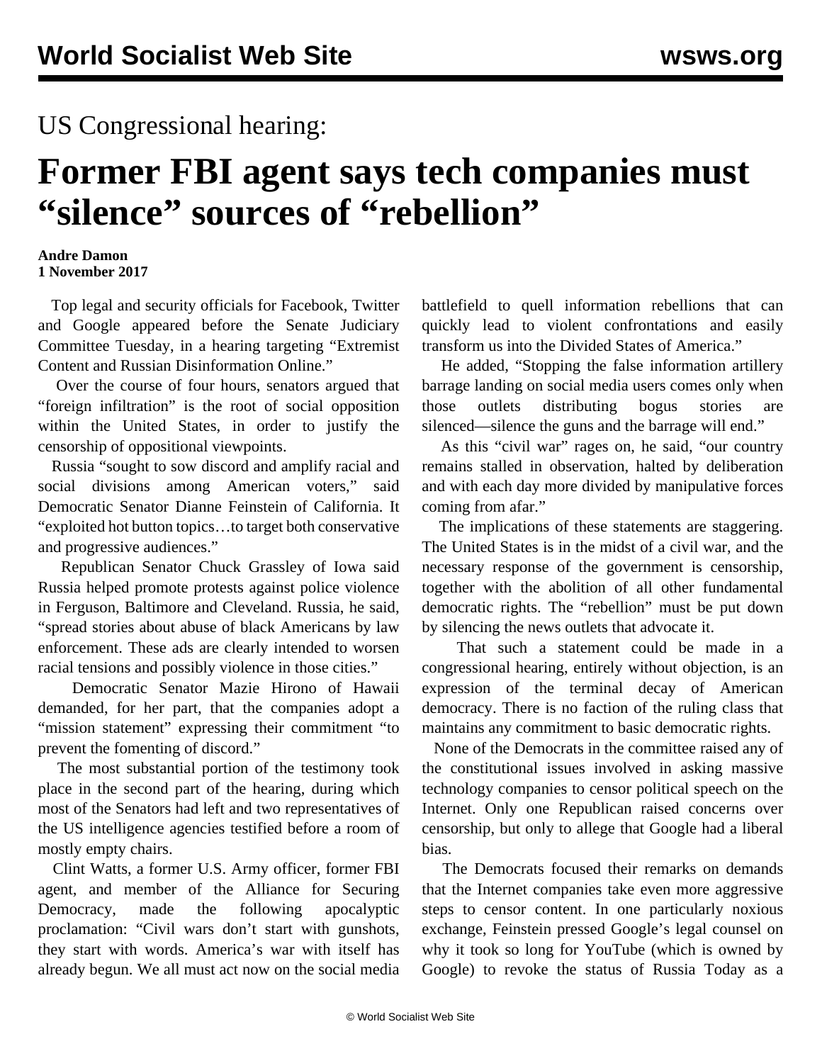US Congressional hearing:

# Former FBI agent says tech companies must "silence" sources of "rebellion"

**Andre Damon**
**1 November 2017**

Top legal and security officials for Facebook, Twitter and Google appeared before the Senate Judiciary Committee Tuesday, in a hearing targeting "Extremist Content and Russian Disinformation Online."

Over the course of four hours, senators argued that "foreign infiltration" is the root of social opposition within the United States, in order to justify the censorship of oppositional viewpoints.

Russia "sought to sow discord and amplify racial and social divisions among American voters," said Democratic Senator Dianne Feinstein of California. It "exploited hot button topics…to target both conservative and progressive audiences."

Republican Senator Chuck Grassley of Iowa said Russia helped promote protests against police violence in Ferguson, Baltimore and Cleveland. Russia, he said, "spread stories about abuse of black Americans by law enforcement. These ads are clearly intended to worsen racial tensions and possibly violence in those cities."

Democratic Senator Mazie Hirono of Hawaii demanded, for her part, that the companies adopt a "mission statement" expressing their commitment "to prevent the fomenting of discord."

The most substantial portion of the testimony took place in the second part of the hearing, during which most of the Senators had left and two representatives of the US intelligence agencies testified before a room of mostly empty chairs.

Clint Watts, a former U.S. Army officer, former FBI agent, and member of the Alliance for Securing Democracy, made the following apocalyptic proclamation: "Civil wars don't start with gunshots, they start with words. America's war with itself has already begun. We all must act now on the social media battlefield to quell information rebellions that can quickly lead to violent confrontations and easily transform us into the Divided States of America."

He added, "Stopping the false information artillery barrage landing on social media users comes only when those outlets distributing bogus stories are silenced—silence the guns and the barrage will end."

As this "civil war" rages on, he said, "our country remains stalled in observation, halted by deliberation and with each day more divided by manipulative forces coming from afar."

The implications of these statements are staggering. The United States is in the midst of a civil war, and the necessary response of the government is censorship, together with the abolition of all other fundamental democratic rights. The "rebellion" must be put down by silencing the news outlets that advocate it.

That such a statement could be made in a congressional hearing, entirely without objection, is an expression of the terminal decay of American democracy. There is no faction of the ruling class that maintains any commitment to basic democratic rights.

None of the Democrats in the committee raised any of the constitutional issues involved in asking massive technology companies to censor political speech on the Internet. Only one Republican raised concerns over censorship, but only to allege that Google had a liberal bias.

The Democrats focused their remarks on demands that the Internet companies take even more aggressive steps to censor content. In one particularly noxious exchange, Feinstein pressed Google's legal counsel on why it took so long for YouTube (which is owned by Google) to revoke the status of Russia Today as a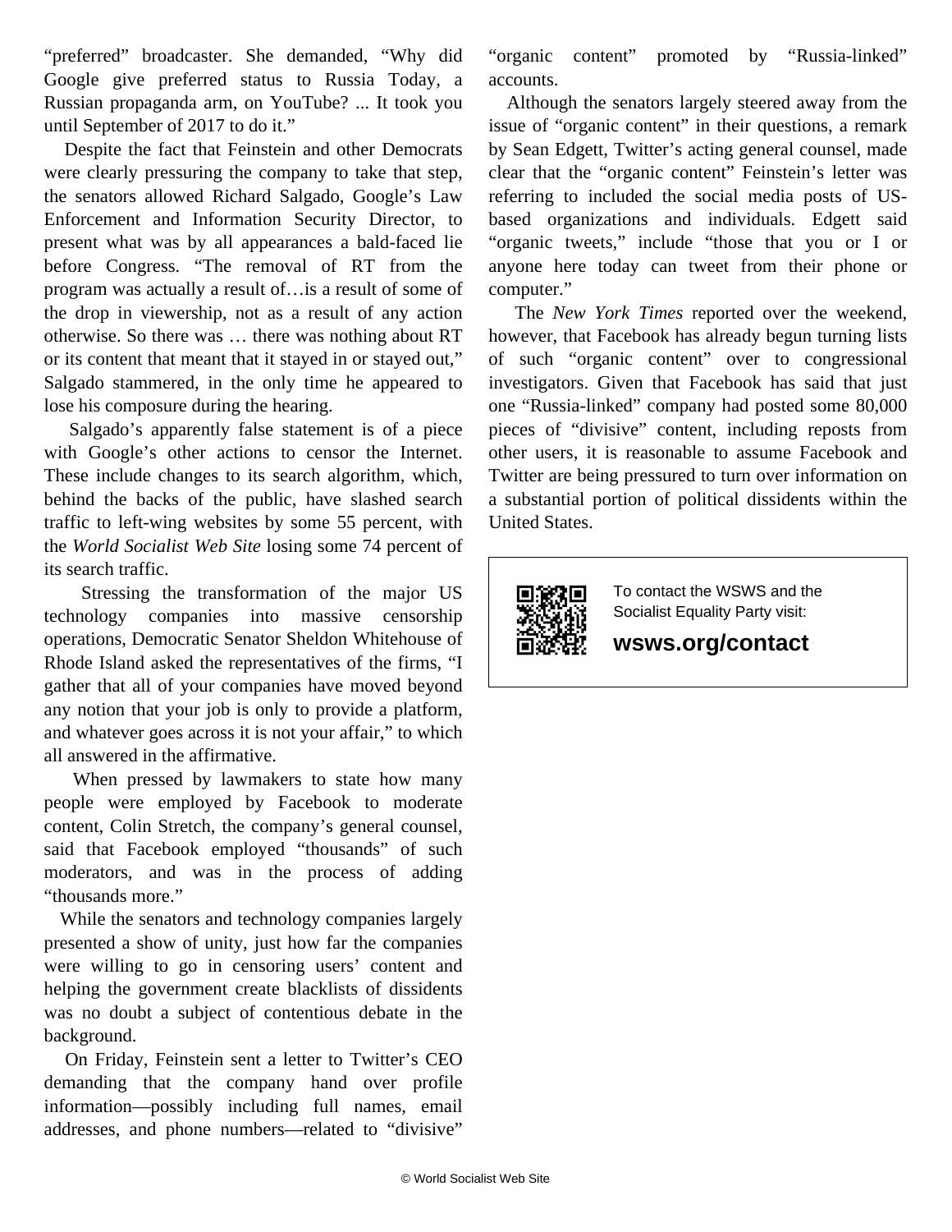"preferred" broadcaster. She demanded, "Why did Google give preferred status to Russia Today, a Russian propaganda arm, on YouTube? ... It took you until September of 2017 to do it."

Despite the fact that Feinstein and other Democrats were clearly pressuring the company to take that step, the senators allowed Richard Salgado, Google's Law Enforcement and Information Security Director, to present what was by all appearances a bald-faced lie before Congress. "The removal of RT from the program was actually a result of…is a result of some of the drop in viewership, not as a result of any action otherwise. So there was … there was nothing about RT or its content that meant that it stayed in or stayed out," Salgado stammered, in the only time he appeared to lose his composure during the hearing.

Salgado's apparently false statement is of a piece with Google's other actions to censor the Internet. These include changes to its search algorithm, which, behind the backs of the public, have slashed search traffic to left-wing websites by some 55 percent, with the *World Socialist Web Site* losing some 74 percent of its search traffic.

Stressing the transformation of the major US technology companies into massive censorship operations, Democratic Senator Sheldon Whitehouse of Rhode Island asked the representatives of the firms, "I gather that all of your companies have moved beyond any notion that your job is only to provide a platform, and whatever goes across it is not your affair," to which all answered in the affirmative.

When pressed by lawmakers to state how many people were employed by Facebook to moderate content, Colin Stretch, the company's general counsel, said that Facebook employed "thousands" of such moderators, and was in the process of adding "thousands more."

While the senators and technology companies largely presented a show of unity, just how far the companies were willing to go in censoring users' content and helping the government create blacklists of dissidents was no doubt a subject of contentious debate in the background.

On Friday, Feinstein sent a letter to Twitter's CEO demanding that the company hand over profile information—possibly including full names, email addresses, and phone numbers—related to "divisive" "organic content" promoted by "Russia-linked" accounts.

Although the senators largely steered away from the issue of "organic content" in their questions, a remark by Sean Edgett, Twitter's acting general counsel, made clear that the "organic content" Feinstein's letter was referring to included the social media posts of US-based organizations and individuals. Edgett said "organic tweets," include "those that you or I or anyone here today can tweet from their phone or computer."

The *New York Times* reported over the weekend, however, that Facebook has already begun turning lists of such "organic content" over to congressional investigators. Given that Facebook has said that just one "Russia-linked" company had posted some 80,000 pieces of "divisive" content, including reposts from other users, it is reasonable to assume Facebook and Twitter are being pressured to turn over information on a substantial portion of political dissidents within the United States.

To contact the WSWS and the Socialist Equality Party visit:

**wsws.org/contact**